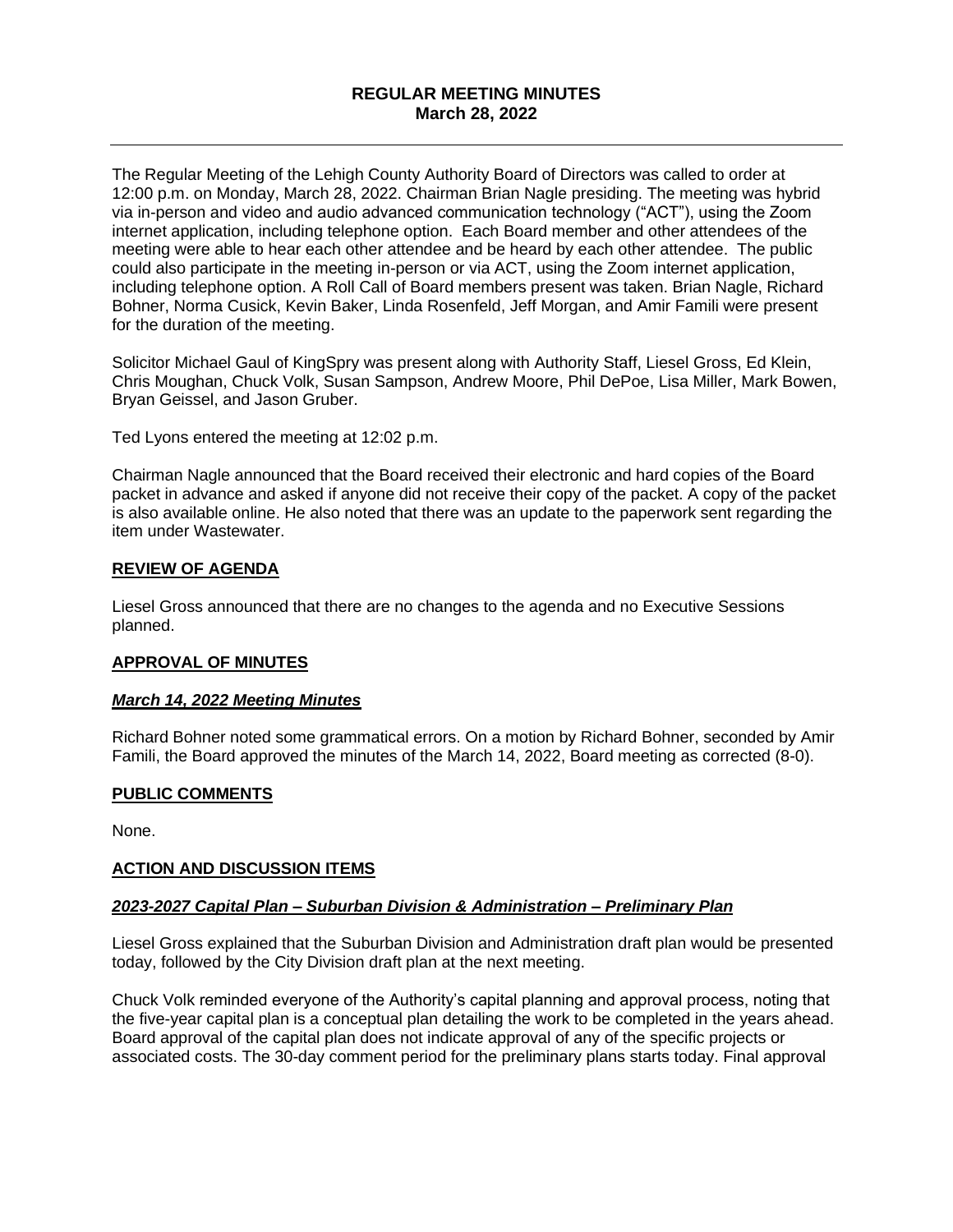**REGULAR MEETING MINUTES**
**March 28, 2022**

---

The Regular Meeting of the Lehigh County Authority Board of Directors was called to order at 12:00 p.m. on Monday, March 28, 2022. Chairman Brian Nagle presiding. The meeting was hybrid via in-person and video and audio advanced communication technology ("ACT"), using the Zoom internet application, including telephone option. Each Board member and other attendees of the meeting were able to hear each other attendee and be heard by each other attendee. The public could also participate in the meeting in-person or via ACT, using the Zoom internet application, including telephone option. A Roll Call of Board members present was taken. Brian Nagle, Richard Bohner, Norma Cusick, Kevin Baker, Linda Rosenfeld, Jeff Morgan, and Amir Famili were present for the duration of the meeting.

Solicitor Michael Gaul of KingSpry was present along with Authority Staff, Liesel Gross, Ed Klein, Chris Moughan, Chuck Volk, Susan Sampson, Andrew Moore, Phil DePoe, Lisa Miller, Mark Bowen, Bryan Geissel, and Jason Gruber.

Ted Lyons entered the meeting at 12:02 p.m.

Chairman Nagle announced that the Board received their electronic and hard copies of the Board packet in advance and asked if anyone did not receive their copy of the packet. A copy of the packet is also available online. He also noted that there was an update to the paperwork sent regarding the item under Wastewater.

**REVIEW OF AGENDA**

Liesel Gross announced that there are no changes to the agenda and no Executive Sessions planned.

**APPROVAL OF MINUTES**

***March 14, 2022 Meeting Minutes***

Richard Bohner noted some grammatical errors. On a motion by Richard Bohner, seconded by Amir Famili, the Board approved the minutes of the March 14, 2022, Board meeting as corrected (8-0).

**PUBLIC COMMENTS**

None.

**ACTION AND DISCUSSION ITEMS**

***2023-2027 Capital Plan – Suburban Division & Administration – Preliminary Plan***

Liesel Gross explained that the Suburban Division and Administration draft plan would be presented today, followed by the City Division draft plan at the next meeting.

Chuck Volk reminded everyone of the Authority's capital planning and approval process, noting that the five-year capital plan is a conceptual plan detailing the work to be completed in the years ahead. Board approval of the capital plan does not indicate approval of any of the specific projects or associated costs. The 30-day comment period for the preliminary plans starts today. Final approval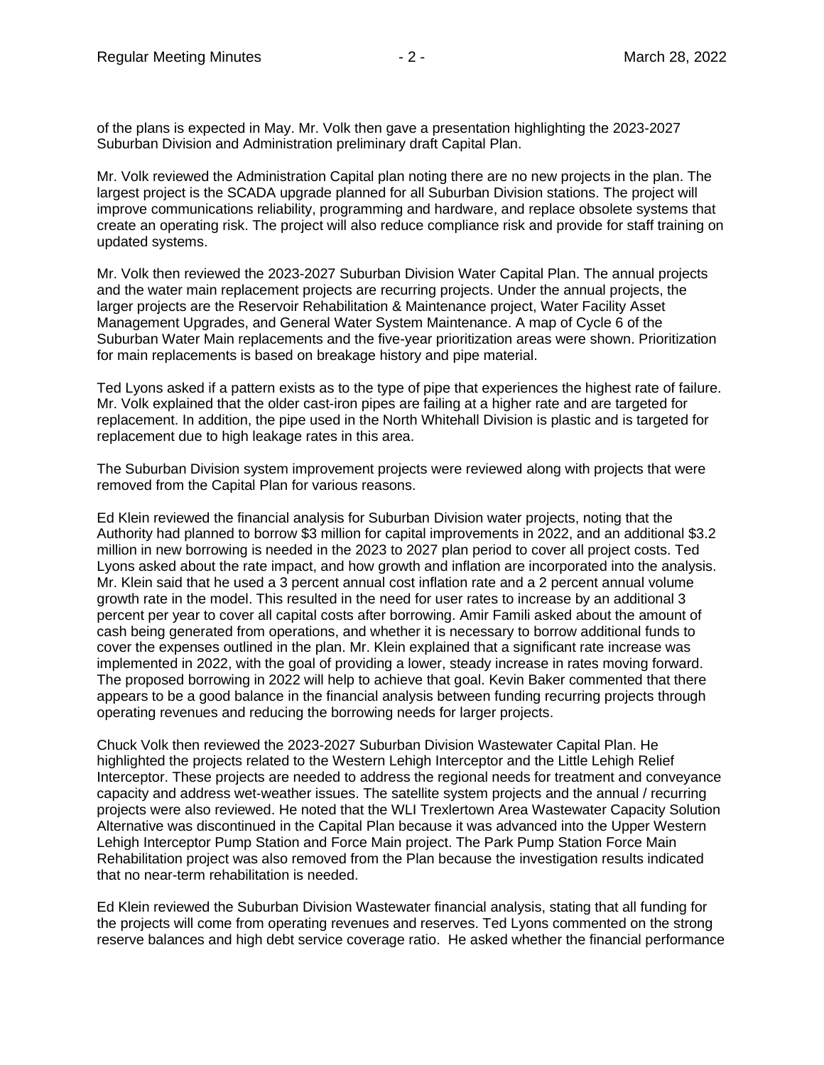of the plans is expected in May. Mr. Volk then gave a presentation highlighting the 2023-2027 Suburban Division and Administration preliminary draft Capital Plan.

Mr. Volk reviewed the Administration Capital plan noting there are no new projects in the plan. The largest project is the SCADA upgrade planned for all Suburban Division stations. The project will improve communications reliability, programming and hardware, and replace obsolete systems that create an operating risk. The project will also reduce compliance risk and provide for staff training on updated systems.

Mr. Volk then reviewed the 2023-2027 Suburban Division Water Capital Plan. The annual projects and the water main replacement projects are recurring projects. Under the annual projects, the larger projects are the Reservoir Rehabilitation & Maintenance project, Water Facility Asset Management Upgrades, and General Water System Maintenance. A map of Cycle 6 of the Suburban Water Main replacements and the five-year prioritization areas were shown. Prioritization for main replacements is based on breakage history and pipe material.

Ted Lyons asked if a pattern exists as to the type of pipe that experiences the highest rate of failure. Mr. Volk explained that the older cast-iron pipes are failing at a higher rate and are targeted for replacement. In addition, the pipe used in the North Whitehall Division is plastic and is targeted for replacement due to high leakage rates in this area.

The Suburban Division system improvement projects were reviewed along with projects that were removed from the Capital Plan for various reasons.

Ed Klein reviewed the financial analysis for Suburban Division water projects, noting that the Authority had planned to borrow $3 million for capital improvements in 2022, and an additional $3.2 million in new borrowing is needed in the 2023 to 2027 plan period to cover all project costs. Ted Lyons asked about the rate impact, and how growth and inflation are incorporated into the analysis. Mr. Klein said that he used a 3 percent annual cost inflation rate and a 2 percent annual volume growth rate in the model. This resulted in the need for user rates to increase by an additional 3 percent per year to cover all capital costs after borrowing. Amir Famili asked about the amount of cash being generated from operations, and whether it is necessary to borrow additional funds to cover the expenses outlined in the plan. Mr. Klein explained that a significant rate increase was implemented in 2022, with the goal of providing a lower, steady increase in rates moving forward. The proposed borrowing in 2022 will help to achieve that goal. Kevin Baker commented that there appears to be a good balance in the financial analysis between funding recurring projects through operating revenues and reducing the borrowing needs for larger projects.

Chuck Volk then reviewed the 2023-2027 Suburban Division Wastewater Capital Plan. He highlighted the projects related to the Western Lehigh Interceptor and the Little Lehigh Relief Interceptor. These projects are needed to address the regional needs for treatment and conveyance capacity and address wet-weather issues. The satellite system projects and the annual / recurring projects were also reviewed. He noted that the WLI Trexlertown Area Wastewater Capacity Solution Alternative was discontinued in the Capital Plan because it was advanced into the Upper Western Lehigh Interceptor Pump Station and Force Main project. The Park Pump Station Force Main Rehabilitation project was also removed from the Plan because the investigation results indicated that no near-term rehabilitation is needed.

Ed Klein reviewed the Suburban Division Wastewater financial analysis, stating that all funding for the projects will come from operating revenues and reserves. Ted Lyons commented on the strong reserve balances and high debt service coverage ratio. He asked whether the financial performance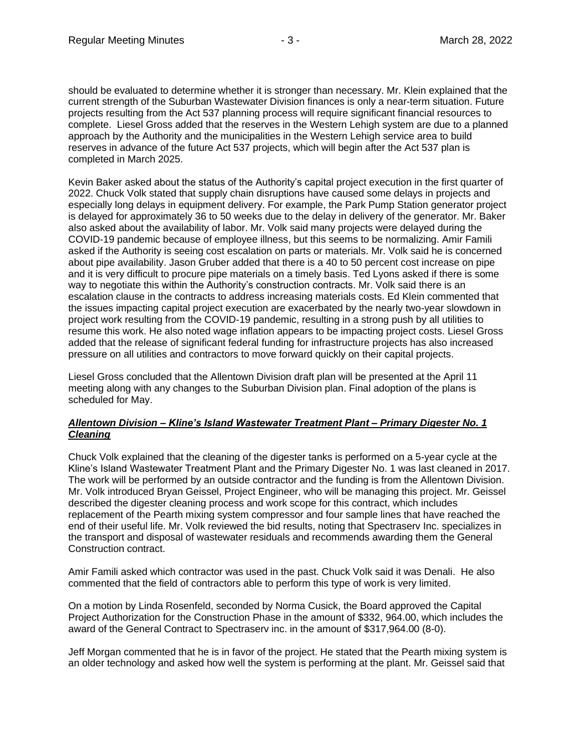should be evaluated to determine whether it is stronger than necessary. Mr. Klein explained that the current strength of the Suburban Wastewater Division finances is only a near-term situation. Future projects resulting from the Act 537 planning process will require significant financial resources to complete. Liesel Gross added that the reserves in the Western Lehigh system are due to a planned approach by the Authority and the municipalities in the Western Lehigh service area to build reserves in advance of the future Act 537 projects, which will begin after the Act 537 plan is completed in March 2025.

Kevin Baker asked about the status of the Authority's capital project execution in the first quarter of 2022. Chuck Volk stated that supply chain disruptions have caused some delays in projects and especially long delays in equipment delivery. For example, the Park Pump Station generator project is delayed for approximately 36 to 50 weeks due to the delay in delivery of the generator. Mr. Baker also asked about the availability of labor. Mr. Volk said many projects were delayed during the COVID-19 pandemic because of employee illness, but this seems to be normalizing. Amir Famili asked if the Authority is seeing cost escalation on parts or materials. Mr. Volk said he is concerned about pipe availability. Jason Gruber added that there is a 40 to 50 percent cost increase on pipe and it is very difficult to procure pipe materials on a timely basis. Ted Lyons asked if there is some way to negotiate this within the Authority's construction contracts. Mr. Volk said there is an escalation clause in the contracts to address increasing materials costs. Ed Klein commented that the issues impacting capital project execution are exacerbated by the nearly two-year slowdown in project work resulting from the COVID-19 pandemic, resulting in a strong push by all utilities to resume this work. He also noted wage inflation appears to be impacting project costs. Liesel Gross added that the release of significant federal funding for infrastructure projects has also increased pressure on all utilities and contractors to move forward quickly on their capital projects.

Liesel Gross concluded that the Allentown Division draft plan will be presented at the April 11 meeting along with any changes to the Suburban Division plan. Final adoption of the plans is scheduled for May.

***Allentown Division – Kline's Island Wastewater Treatment Plant – Primary Digester No. 1 Cleaning***

Chuck Volk explained that the cleaning of the digester tanks is performed on a 5-year cycle at the Kline's Island Wastewater Treatment Plant and the Primary Digester No. 1 was last cleaned in 2017. The work will be performed by an outside contractor and the funding is from the Allentown Division. Mr. Volk introduced Bryan Geissel, Project Engineer, who will be managing this project. Mr. Geissel described the digester cleaning process and work scope for this contract, which includes replacement of the Pearth mixing system compressor and four sample lines that have reached the end of their useful life. Mr. Volk reviewed the bid results, noting that Spectraserv Inc. specializes in the transport and disposal of wastewater residuals and recommends awarding them the General Construction contract.

Amir Famili asked which contractor was used in the past. Chuck Volk said it was Denali. He also commented that the field of contractors able to perform this type of work is very limited.

On a motion by Linda Rosenfeld, seconded by Norma Cusick, the Board approved the Capital Project Authorization for the Construction Phase in the amount of $332, 964.00, which includes the award of the General Contract to Spectraserv inc. in the amount of $317,964.00 (8-0).

Jeff Morgan commented that he is in favor of the project. He stated that the Pearth mixing system is an older technology and asked how well the system is performing at the plant. Mr. Geissel said that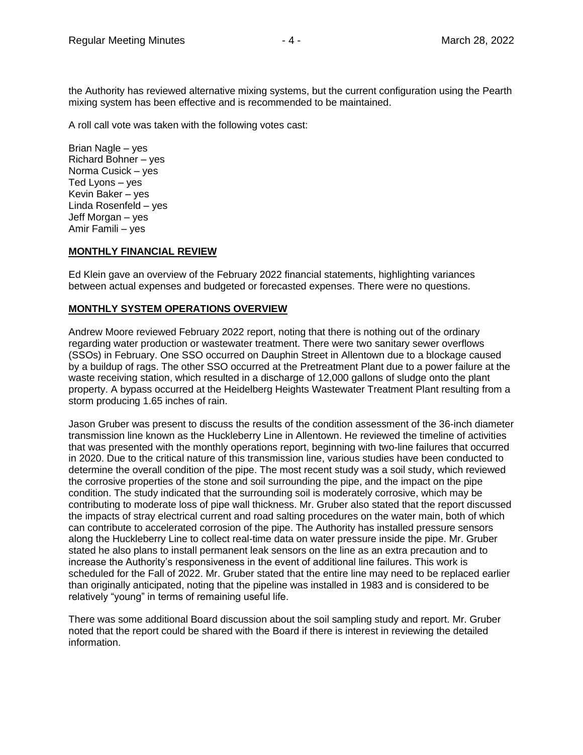the Authority has reviewed alternative mixing systems, but the current configuration using the Pearth mixing system has been effective and is recommended to be maintained.

A roll call vote was taken with the following votes cast:

Brian Nagle – yes
Richard Bohner – yes
Norma Cusick – yes
Ted Lyons – yes
Kevin Baker – yes
Linda Rosenfeld – yes
Jeff Morgan – yes
Amir Famili – yes

**MONTHLY FINANCIAL REVIEW**

Ed Klein gave an overview of the February 2022 financial statements, highlighting variances between actual expenses and budgeted or forecasted expenses. There were no questions.

**MONTHLY SYSTEM OPERATIONS OVERVIEW**

Andrew Moore reviewed February 2022 report, noting that there is nothing out of the ordinary regarding water production or wastewater treatment. There were two sanitary sewer overflows (SSOs) in February. One SSO occurred on Dauphin Street in Allentown due to a blockage caused by a buildup of rags. The other SSO occurred at the Pretreatment Plant due to a power failure at the waste receiving station, which resulted in a discharge of 12,000 gallons of sludge onto the plant property. A bypass occurred at the Heidelberg Heights Wastewater Treatment Plant resulting from a storm producing 1.65 inches of rain.

Jason Gruber was present to discuss the results of the condition assessment of the 36-inch diameter transmission line known as the Huckleberry Line in Allentown. He reviewed the timeline of activities that was presented with the monthly operations report, beginning with two-line failures that occurred in 2020. Due to the critical nature of this transmission line, various studies have been conducted to determine the overall condition of the pipe. The most recent study was a soil study, which reviewed the corrosive properties of the stone and soil surrounding the pipe, and the impact on the pipe condition. The study indicated that the surrounding soil is moderately corrosive, which may be contributing to moderate loss of pipe wall thickness. Mr. Gruber also stated that the report discussed the impacts of stray electrical current and road salting procedures on the water main, both of which can contribute to accelerated corrosion of the pipe. The Authority has installed pressure sensors along the Huckleberry Line to collect real-time data on water pressure inside the pipe. Mr. Gruber stated he also plans to install permanent leak sensors on the line as an extra precaution and to increase the Authority's responsiveness in the event of additional line failures. This work is scheduled for the Fall of 2022. Mr. Gruber stated that the entire line may need to be replaced earlier than originally anticipated, noting that the pipeline was installed in 1983 and is considered to be relatively "young" in terms of remaining useful life.

There was some additional Board discussion about the soil sampling study and report. Mr. Gruber noted that the report could be shared with the Board if there is interest in reviewing the detailed information.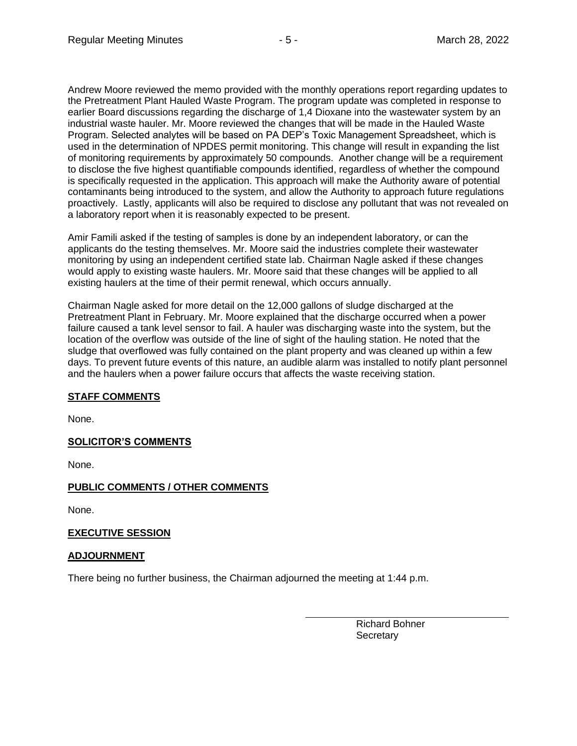Andrew Moore reviewed the memo provided with the monthly operations report regarding updates to the Pretreatment Plant Hauled Waste Program. The program update was completed in response to earlier Board discussions regarding the discharge of 1,4 Dioxane into the wastewater system by an industrial waste hauler. Mr. Moore reviewed the changes that will be made in the Hauled Waste Program. Selected analytes will be based on PA DEP's Toxic Management Spreadsheet, which is used in the determination of NPDES permit monitoring. This change will result in expanding the list of monitoring requirements by approximately 50 compounds. Another change will be a requirement to disclose the five highest quantifiable compounds identified, regardless of whether the compound is specifically requested in the application. This approach will make the Authority aware of potential contaminants being introduced to the system, and allow the Authority to approach future regulations proactively. Lastly, applicants will also be required to disclose any pollutant that was not revealed on a laboratory report when it is reasonably expected to be present.

Amir Famili asked if the testing of samples is done by an independent laboratory, or can the applicants do the testing themselves. Mr. Moore said the industries complete their wastewater monitoring by using an independent certified state lab. Chairman Nagle asked if these changes would apply to existing waste haulers. Mr. Moore said that these changes will be applied to all existing haulers at the time of their permit renewal, which occurs annually.

Chairman Nagle asked for more detail on the 12,000 gallons of sludge discharged at the Pretreatment Plant in February. Mr. Moore explained that the discharge occurred when a power failure caused a tank level sensor to fail. A hauler was discharging waste into the system, but the location of the overflow was outside of the line of sight of the hauling station. He noted that the sludge that overflowed was fully contained on the plant property and was cleaned up within a few days. To prevent future events of this nature, an audible alarm was installed to notify plant personnel and the haulers when a power failure occurs that affects the waste receiving station.

## STAFF COMMENTS

None.

## SOLICITOR'S COMMENTS

None.

## PUBLIC COMMENTS / OTHER COMMENTS

None.

## EXECUTIVE SESSION

## ADJOURNMENT

There being no further business, the Chairman adjourned the meeting at 1:44 p.m.

Richard Bohner
Secretary